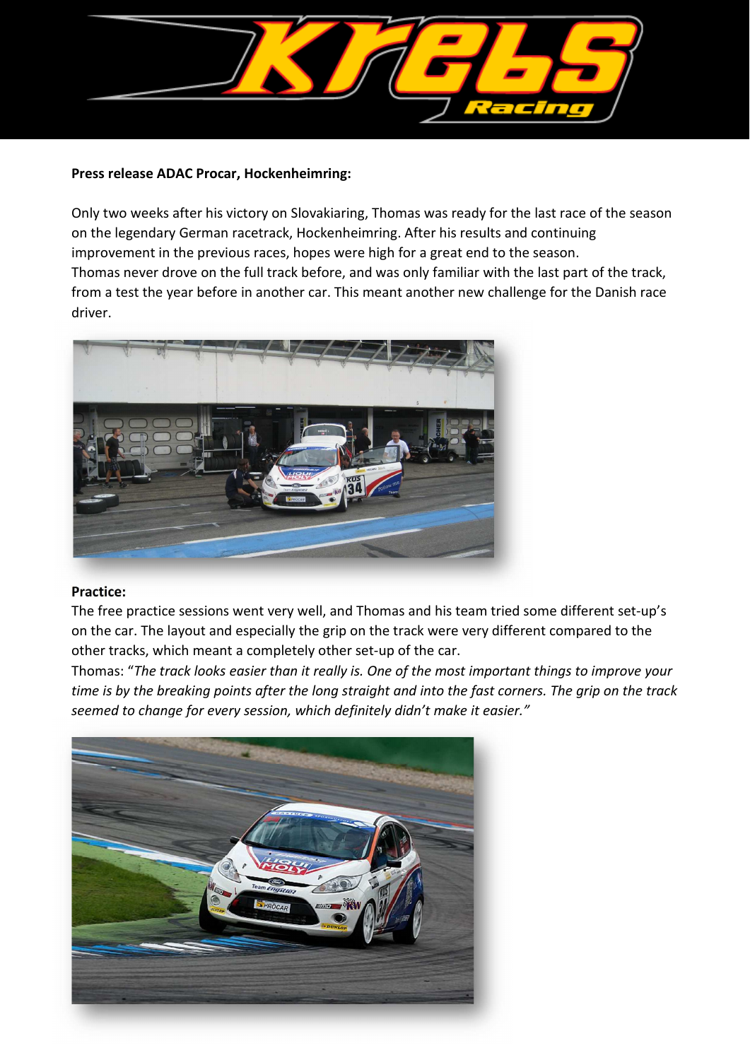**Press release ADAC Procar, Hockenheimring:**

Only two weeks after his victory on Slovakiaring, Thomas was ready for the last race of the season on the legendary German racetrack, Hockenheimring. After his results and continuing improvement in the previous races, hopes were high for a great end to the season.
Thomas never drove on the full track before, and was only familiar with the last part of the track, from a test the year before in another car. This meant another new challenge for the Danish race driver.

**Practice:**
The free practice sessions went very well, and Thomas and his team tried some different set-up's on the car. The layout and especially the grip on the track were very different compared to the other tracks, which meant a completely other set-up of the car.
Thomas: "*The track looks easier than it really is. One of the most important things to improve your time is by the breaking points after the long straight and into the fast corners. The grip on the track seemed to change for every session, which definitely didn't make it easier.*"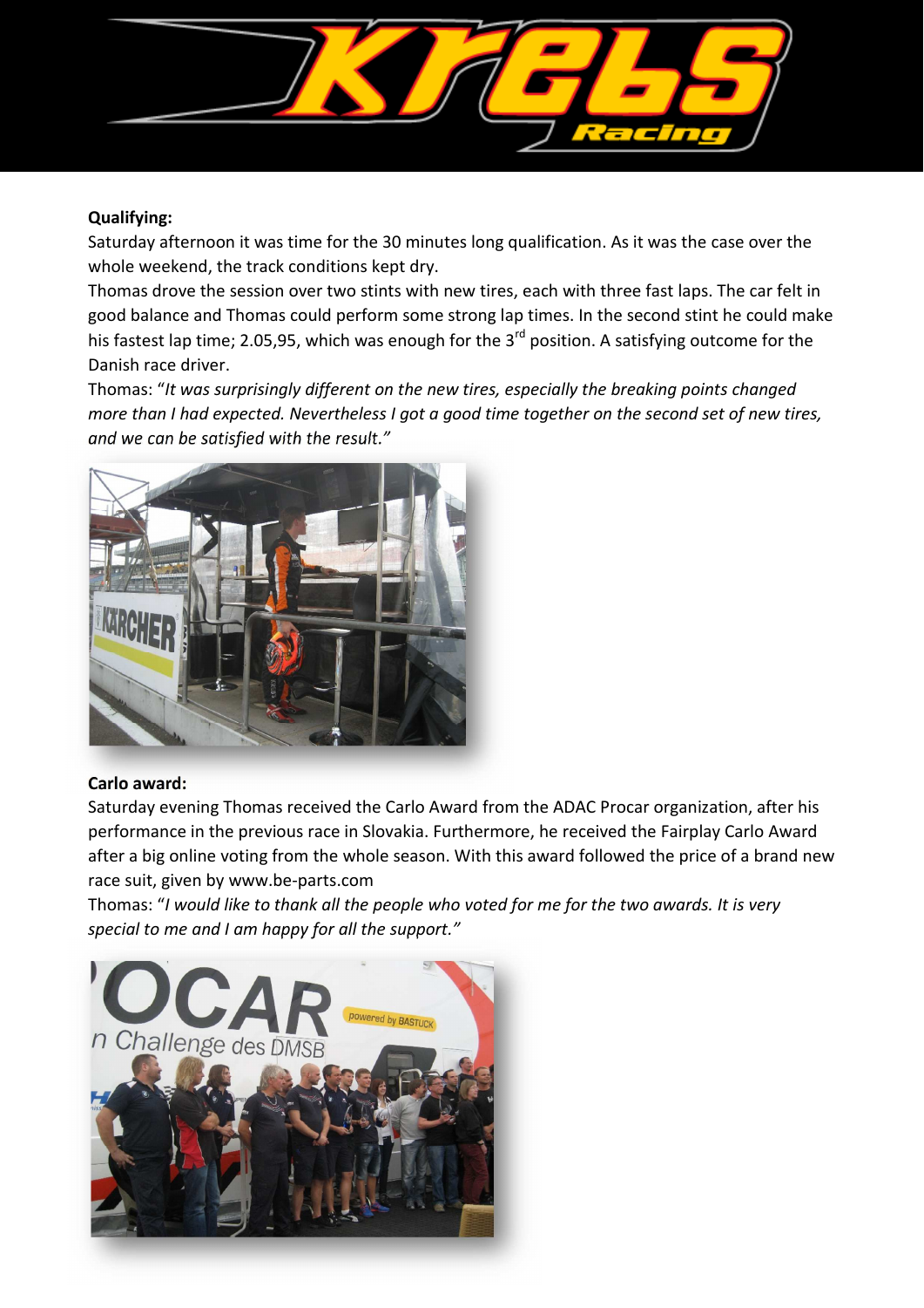**Qualifying:**

Saturday afternoon it was time for the 30 minutes long qualification. As it was the case over the whole weekend, the track conditions kept dry.

Thomas drove the session over two stints with new tires, each with three fast laps. The car felt in good balance and Thomas could perform some strong lap times. In the second stint he could make his fastest lap time; 2.05,95, which was enough for the 3rd position. A satisfying outcome for the Danish race driver.

Thomas: "*It was surprisingly different on the new tires, especially the breaking points changed more than I had expected. Nevertheless I got a good time together on the second set of new tires, and we can be satisfied with the result.*"

**Carlo award:**

Saturday evening Thomas received the Carlo Award from the ADAC Procar organization, after his performance in the previous race in Slovakia. Furthermore, he received the Fairplay Carlo Award after a big online voting from the whole season. With this award followed the price of a brand new race suit, given by www.be-parts.com

Thomas: "*I would like to thank all the people who voted for me for the two awards. It is very special to me and I am happy for all the support.*"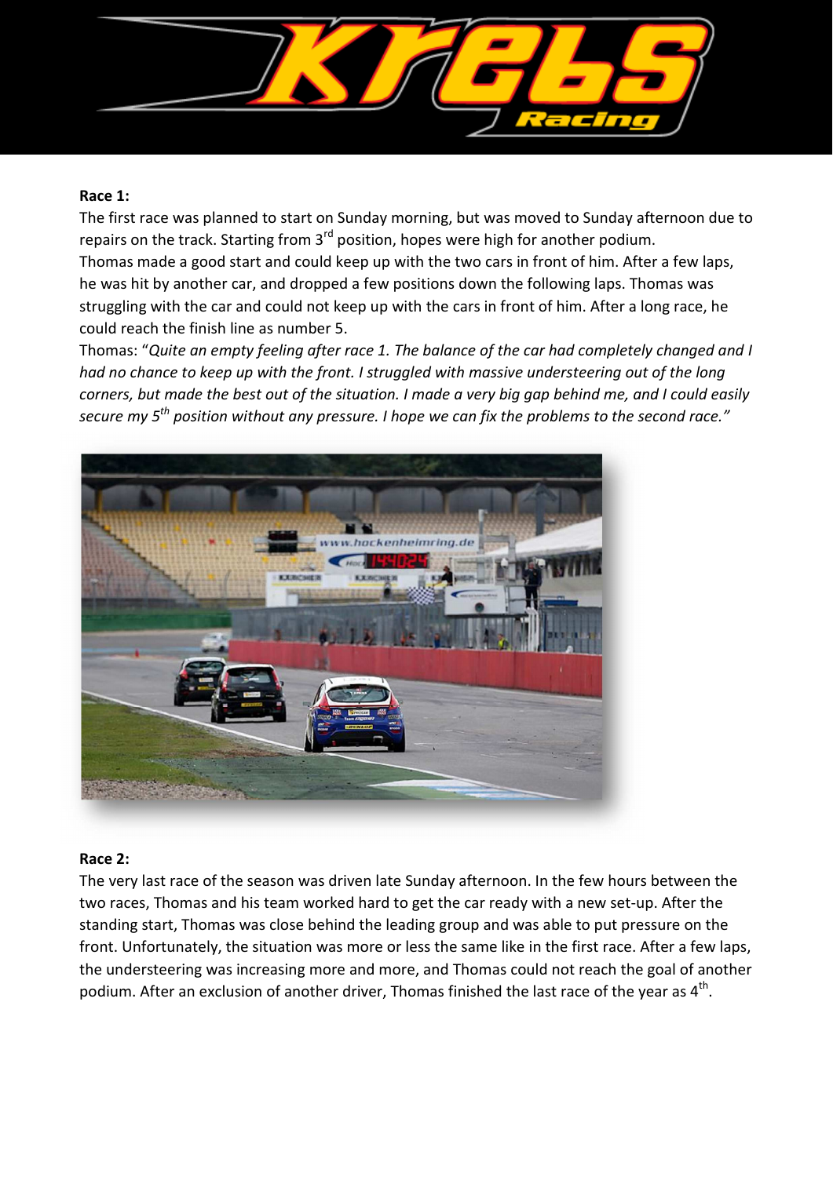**Race 1:**

The first race was planned to start on Sunday morning, but was moved to Sunday afternoon due to repairs on the track. Starting from 3rd position, hopes were high for another podium.

Thomas made a good start and could keep up with the two cars in front of him. After a few laps, he was hit by another car, and dropped a few positions down the following laps. Thomas was struggling with the car and could not keep up with the cars in front of him. After a long race, he could reach the finish line as number 5.

Thomas: "*Quite an empty feeling after race 1. The balance of the car had completely changed and I had no chance to keep up with the front. I struggled with massive understeering out of the long corners, but made the best out of the situation. I made a very big gap behind me, and I could easily secure my 5th position without any pressure. I hope we can fix the problems to the second race.*"

**Race 2:**

The very last race of the season was driven late Sunday afternoon. In the few hours between the two races, Thomas and his team worked hard to get the car ready with a new set-up. After the standing start, Thomas was close behind the leading group and was able to put pressure on the front. Unfortunately, the situation was more or less the same like in the first race. After a few laps, the understeering was increasing more and more, and Thomas could not reach the goal of another podium. After an exclusion of another driver, Thomas finished the last race of the year as 4th.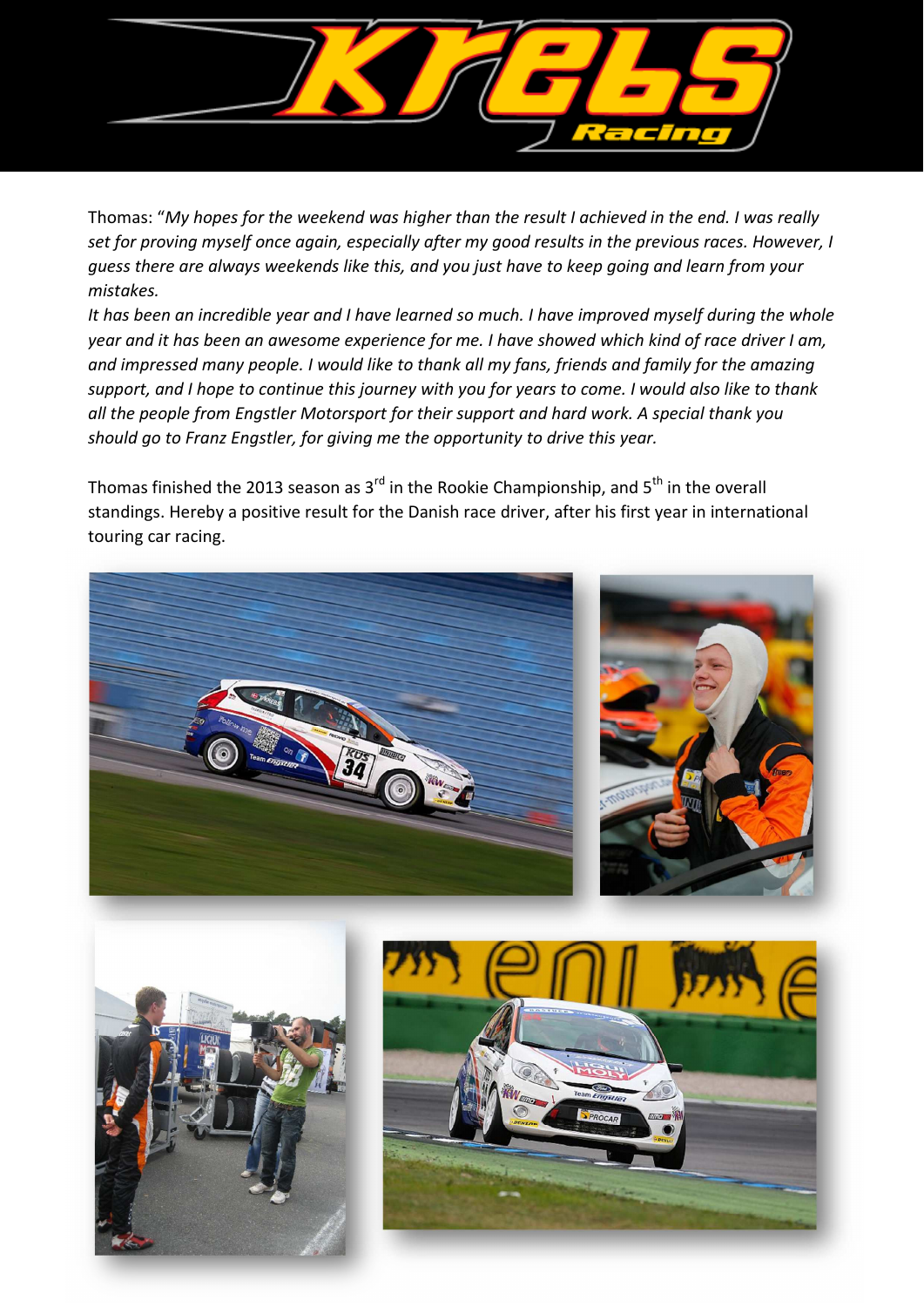Thomas: "*My hopes for the weekend was higher than the result I achieved in the end. I was really set for proving myself once again, especially after my good results in the previous races. However, I guess there are always weekends like this, and you just have to keep going and learn from your mistakes.*

*It has been an incredible year and I have learned so much. I have improved myself during the whole year and it has been an awesome experience for me. I have showed which kind of race driver I am, and impressed many people. I would like to thank all my fans, friends and family for the amazing support, and I hope to continue this journey with you for years to come. I would also like to thank all the people from Engstler Motorsport for their support and hard work. A special thank you should go to Franz Engstler, for giving me the opportunity to drive this year.*

Thomas finished the 2013 season as 3rd in the Rookie Championship, and 5th in the overall standings. Hereby a positive result for the Danish race driver, after his first year in international touring car racing.